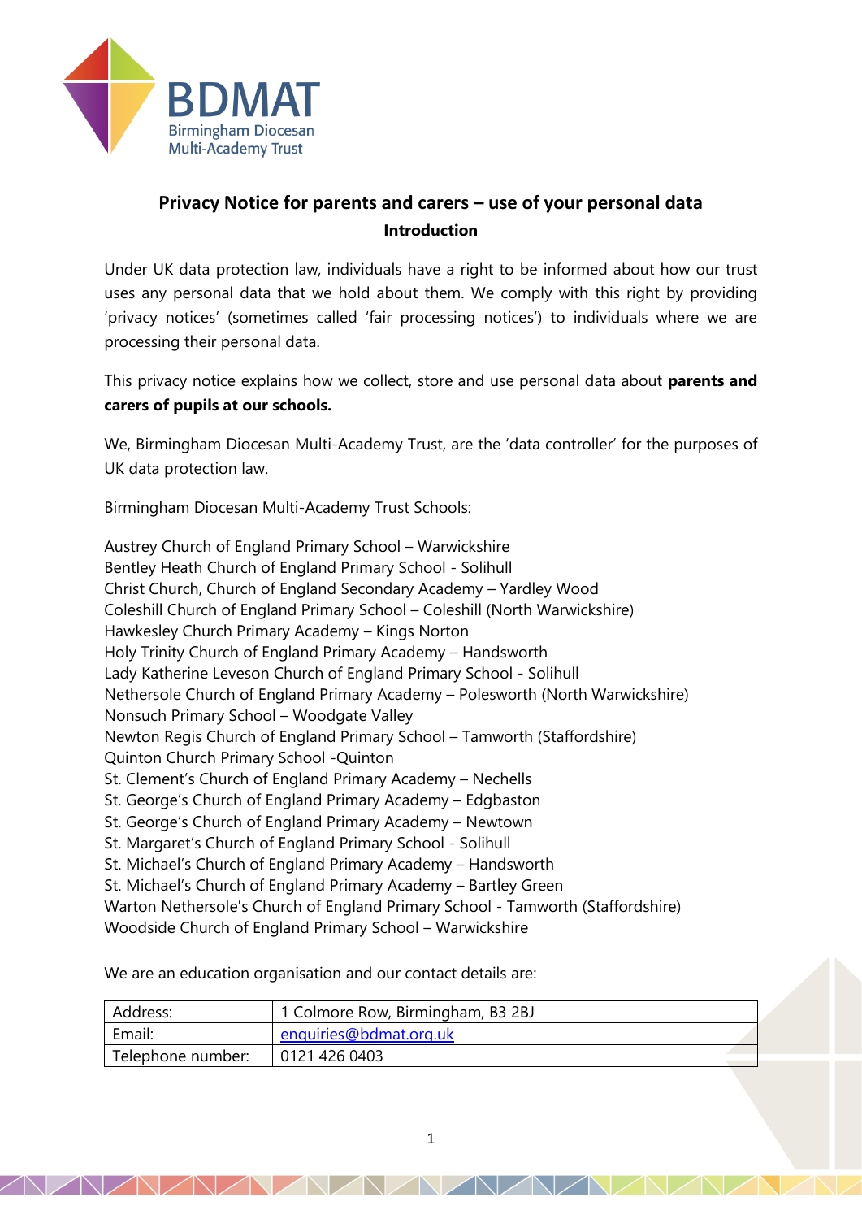# Privacy Notice for parents and carers – use of your personal data

## Introduction

Under UK data protection law, individuals have a right to be informed about how our trust uses any personal data that we hold about them. We comply with this right by providing 'privacy notices' (sometimes called 'fair processing notices') to individuals where we are processing their personal data.

This privacy notice explains how we collect, store and use personal data about **parents and carers of pupils at our schools.**

We, Birmingham Diocesan Multi-Academy Trust, are the 'data controller' for the purposes of UK data protection law.

Birmingham Diocesan Multi-Academy Trust Schools:

Austrey Church of England Primary School – Warwickshire
Bentley Heath Church of England Primary School - Solihull
Christ Church, Church of England Secondary Academy – Yardley Wood
Coleshill Church of England Primary School – Coleshill (North Warwickshire)
Hawkesley Church Primary Academy – Kings Norton
Holy Trinity Church of England Primary Academy – Handsworth
Lady Katherine Leveson Church of England Primary School - Solihull
Nethersole Church of England Primary Academy – Polesworth (North Warwickshire)
Nonsuch Primary School – Woodgate Valley
Newton Regis Church of England Primary School – Tamworth (Staffordshire)
Quinton Church Primary School -Quinton
St. Clement's Church of England Primary Academy – Nechells
St. George's Church of England Primary Academy – Edgbaston
St. George's Church of England Primary Academy – Newtown
St. Margaret's Church of England Primary School - Solihull
St. Michael's Church of England Primary Academy – Handsworth
St. Michael's Church of England Primary Academy – Bartley Green
Warton Nethersole's Church of England Primary School - Tamworth (Staffordshire)
Woodside Church of England Primary School – Warwickshire

We are an education organisation and our contact details are:

| Address: | 1 Colmore Row, Birmingham, B3 2BJ |
|---|---|
| Email: | enquiries@bdmat.org.uk |
| Telephone number: | 0121 426 0403 |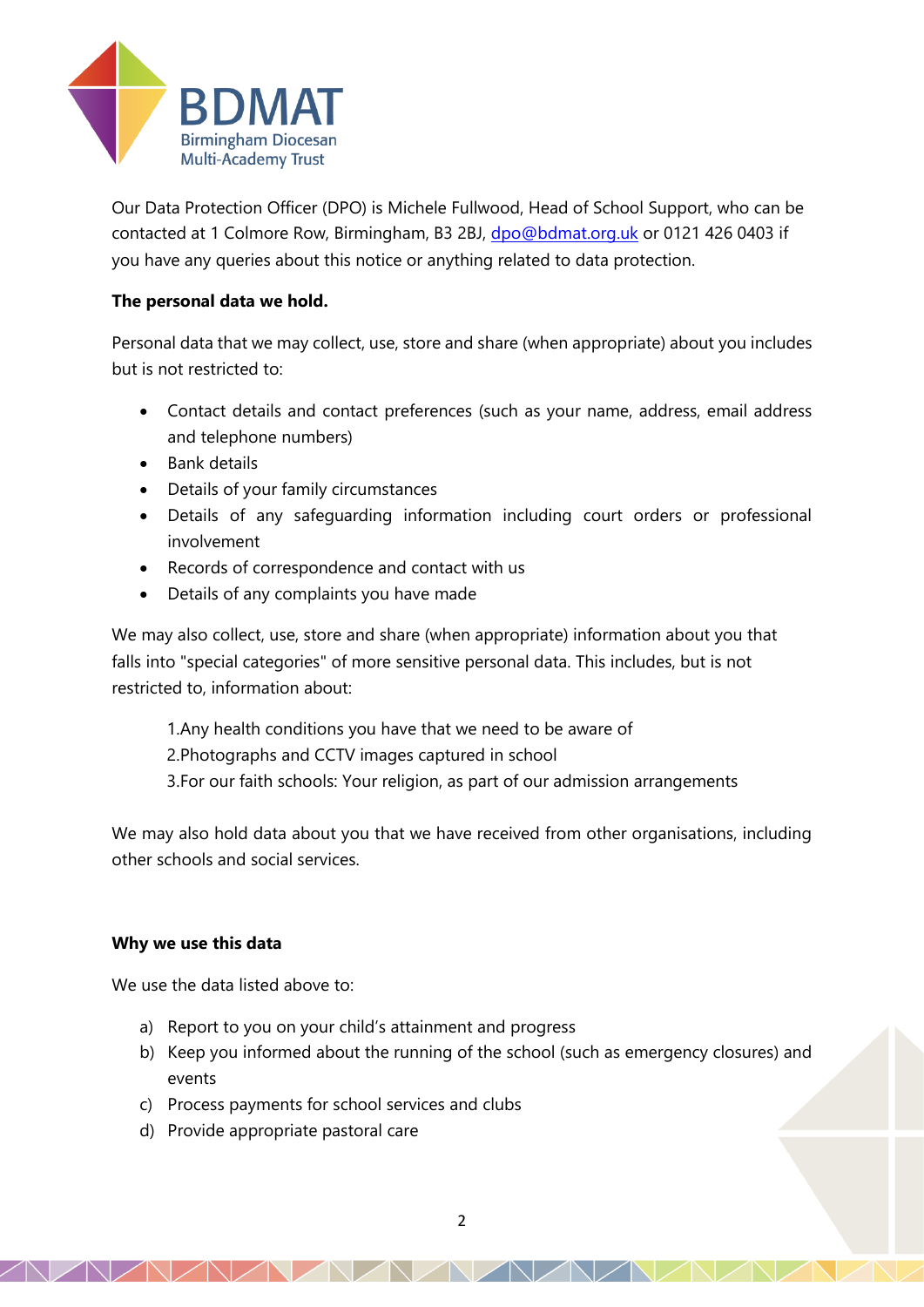Our Data Protection Officer (DPO) is Michele Fullwood, Head of School Support, who can be contacted at 1 Colmore Row, Birmingham, B3 2BJ, dpo@bdmat.org.uk or 0121 426 0403 if you have any queries about this notice or anything related to data protection.

**The personal data we hold.**

Personal data that we may collect, use, store and share (when appropriate) about you includes but is not restricted to:

- Contact details and contact preferences (such as your name, address, email address and telephone numbers)
- Bank details
- Details of your family circumstances
- Details of any safeguarding information including court orders or professional involvement
- Records of correspondence and contact with us
- Details of any complaints you have made

We may also collect, use, store and share (when appropriate) information about you that falls into "special categories" of more sensitive personal data. This includes, but is not restricted to, information about:

1. Any health conditions you have that we need to be aware of
2. Photographs and CCTV images captured in school
3. For our faith schools: Your religion, as part of our admission arrangements

We may also hold data about you that we have received from other organisations, including other schools and social services.

**Why we use this data**

We use the data listed above to:

a) Report to you on your child's attainment and progress
b) Keep you informed about the running of the school (such as emergency closures) and events
c) Process payments for school services and clubs
d) Provide appropriate pastoral care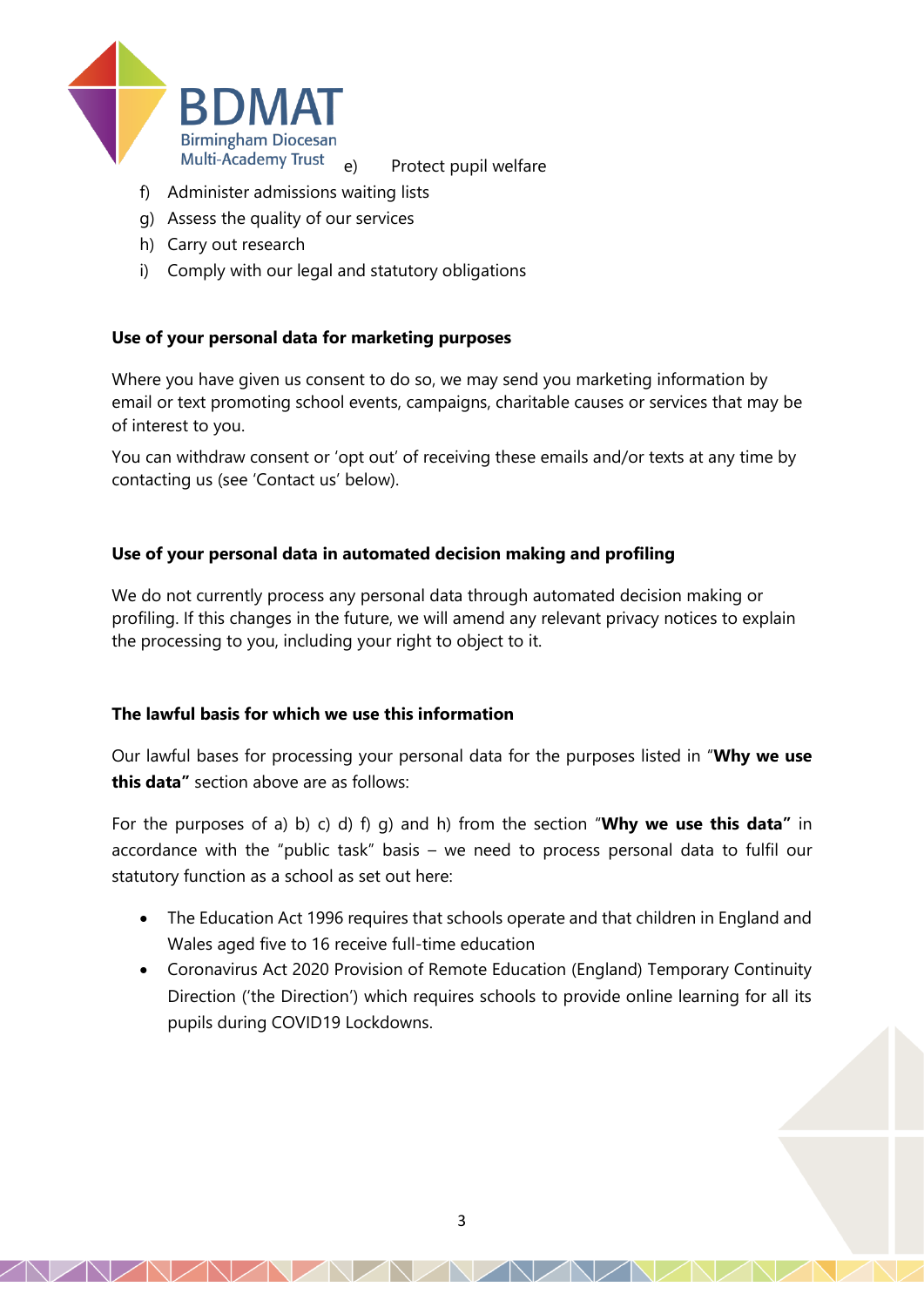e) Protect pupil welfare

f) Administer admissions waiting lists

g) Assess the quality of our services

h) Carry out research

i) Comply with our legal and statutory obligations

**Use of your personal data for marketing purposes**

Where you have given us consent to do so, we may send you marketing information by email or text promoting school events, campaigns, charitable causes or services that may be of interest to you.

You can withdraw consent or 'opt out' of receiving these emails and/or texts at any time by contacting us (see 'Contact us' below).

**Use of your personal data in automated decision making and profiling**

We do not currently process any personal data through automated decision making or profiling. If this changes in the future, we will amend any relevant privacy notices to explain the processing to you, including your right to object to it.

**The lawful basis for which we use this information**

Our lawful bases for processing your personal data for the purposes listed in "**Why we use this data"** section above are as follows:

For the purposes of a) b) c) d) f) g) and h) from the section "**Why we use this data"** in accordance with the "public task" basis – we need to process personal data to fulfil our statutory function as a school as set out here:

- The Education Act 1996 requires that schools operate and that children in England and Wales aged five to 16 receive full-time education
- Coronavirus Act 2020 Provision of Remote Education (England) Temporary Continuity Direction ('the Direction') which requires schools to provide online learning for all its pupils during COVID19 Lockdowns.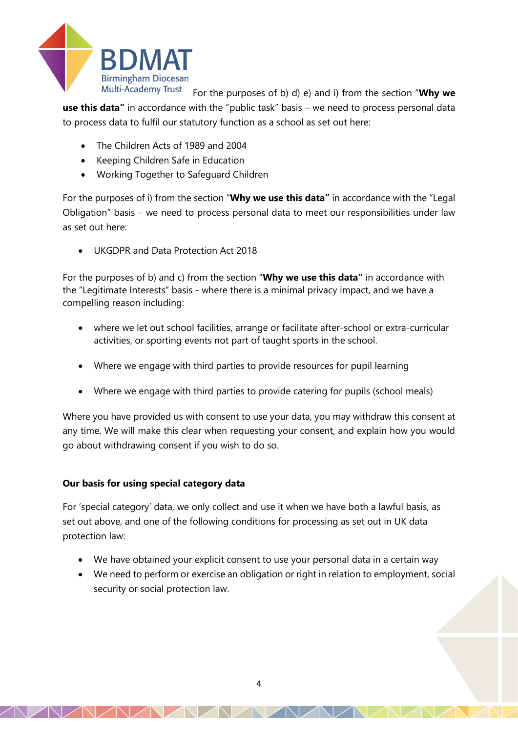For the purposes of b) d) e) and i) from the section "**Why we use this data"** in accordance with the "public task" basis – we need to process personal data to process data to fulfil our statutory function as a school as set out here:

- The Children Acts of 1989 and 2004
- Keeping Children Safe in Education
- Working Together to Safeguard Children

For the purposes of i) from the section "**Why we use this data"** in accordance with the "Legal Obligation" basis – we need to process personal data to meet our responsibilities under law as set out here:

- UKGDPR and Data Protection Act 2018

For the purposes of b) and c) from the section "**Why we use this data"** in accordance with the "Legitimate Interests" basis - where there is a minimal privacy impact, and we have a compelling reason including:

- where we let out school facilities, arrange or facilitate after-school or extra-curricular activities, or sporting events not part of taught sports in the school.
- Where we engage with third parties to provide resources for pupil learning
- Where we engage with third parties to provide catering for pupils (school meals)

Where you have provided us with consent to use your data, you may withdraw this consent at any time. We will make this clear when requesting your consent, and explain how you would go about withdrawing consent if you wish to do so.

**Our basis for using special category data**

For 'special category' data, we only collect and use it when we have both a lawful basis, as set out above, and one of the following conditions for processing as set out in UK data protection law:

- We have obtained your explicit consent to use your personal data in a certain way
- We need to perform or exercise an obligation or right in relation to employment, social security or social protection law.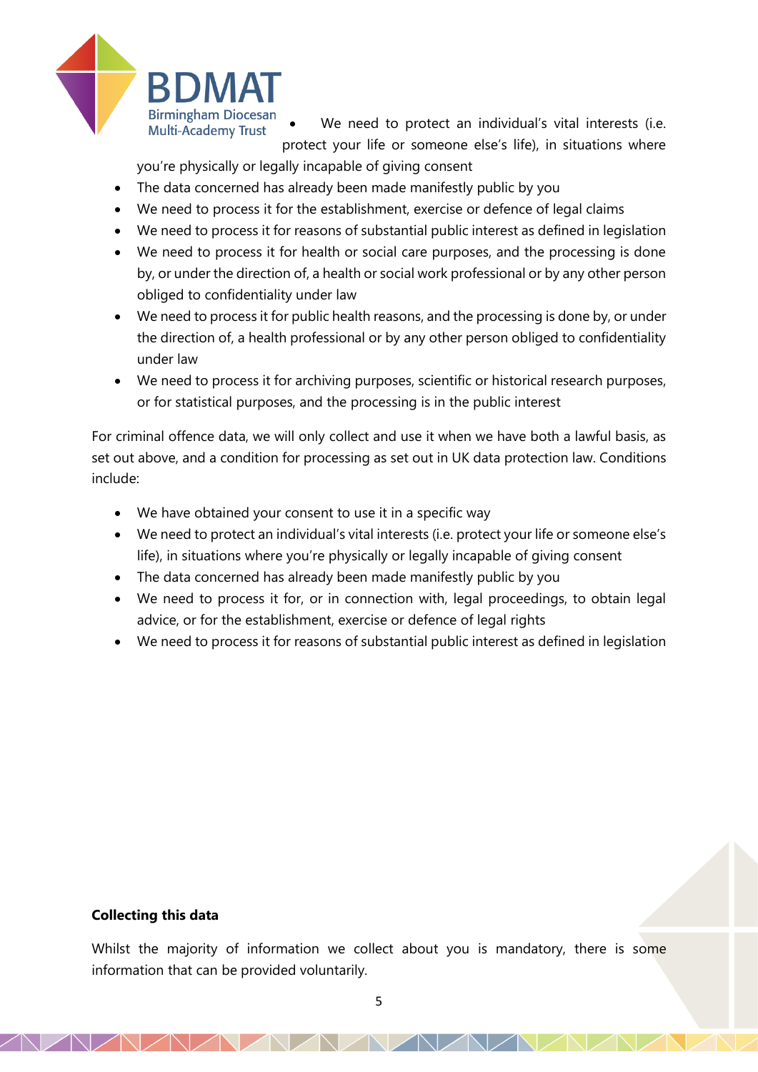- We need to protect an individual's vital interests (i.e. protect your life or someone else's life), in situations where you're physically or legally incapable of giving consent
- The data concerned has already been made manifestly public by you
- We need to process it for the establishment, exercise or defence of legal claims
- We need to process it for reasons of substantial public interest as defined in legislation
- We need to process it for health or social care purposes, and the processing is done by, or under the direction of, a health or social work professional or by any other person obliged to confidentiality under law
- We need to process it for public health reasons, and the processing is done by, or under the direction of, a health professional or by any other person obliged to confidentiality under law
- We need to process it for archiving purposes, scientific or historical research purposes, or for statistical purposes, and the processing is in the public interest

For criminal offence data, we will only collect and use it when we have both a lawful basis, as set out above, and a condition for processing as set out in UK data protection law. Conditions include:

- We have obtained your consent to use it in a specific way
- We need to protect an individual's vital interests (i.e. protect your life or someone else's life), in situations where you're physically or legally incapable of giving consent
- The data concerned has already been made manifestly public by you
- We need to process it for, or in connection with, legal proceedings, to obtain legal advice, or for the establishment, exercise or defence of legal rights
- We need to process it for reasons of substantial public interest as defined in legislation

**Collecting this data**

Whilst the majority of information we collect about you is mandatory, there is some information that can be provided voluntarily.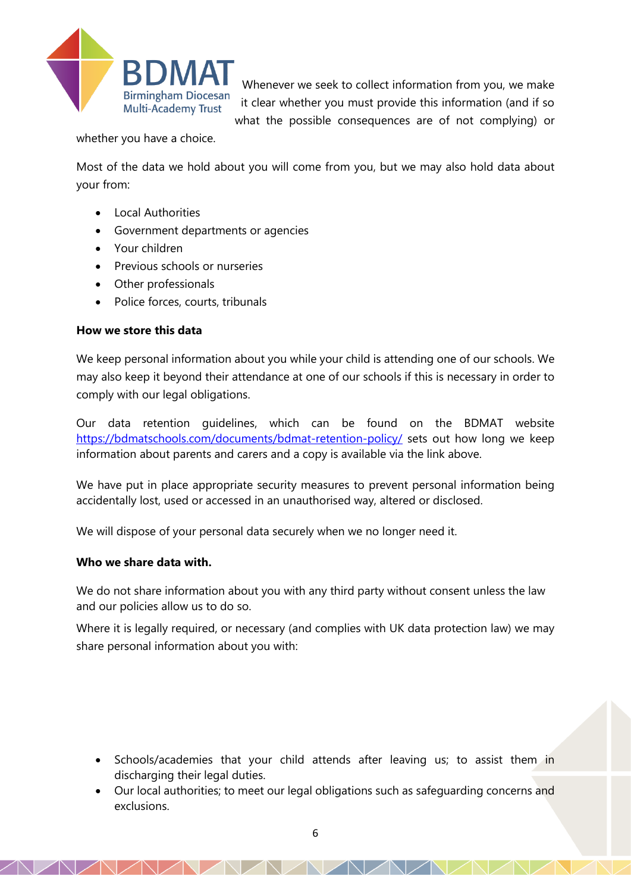Whenever we seek to collect information from you, we make it clear whether you must provide this information (and if so what the possible consequences are of not complying) or whether you have a choice.

Most of the data we hold about you will come from you, but we may also hold data about your from:

- Local Authorities
- Government departments or agencies
- Your children
- Previous schools or nurseries
- Other professionals
- Police forces, courts, tribunals

**How we store this data**

We keep personal information about you while your child is attending one of our schools. We may also keep it beyond their attendance at one of our schools if this is necessary in order to comply with our legal obligations.

Our data retention guidelines, which can be found on the BDMAT website https://bdmatschools.com/documents/bdmat-retention-policy/ sets out how long we keep information about parents and carers and a copy is available via the link above.

We have put in place appropriate security measures to prevent personal information being accidentally lost, used or accessed in an unauthorised way, altered or disclosed.

We will dispose of your personal data securely when we no longer need it.

**Who we share data with.**

We do not share information about you with any third party without consent unless the law and our policies allow us to do so.

Where it is legally required, or necessary (and complies with UK data protection law) we may share personal information about you with:

- Schools/academies that your child attends after leaving us; to assist them in discharging their legal duties.
- Our local authorities; to meet our legal obligations such as safeguarding concerns and exclusions.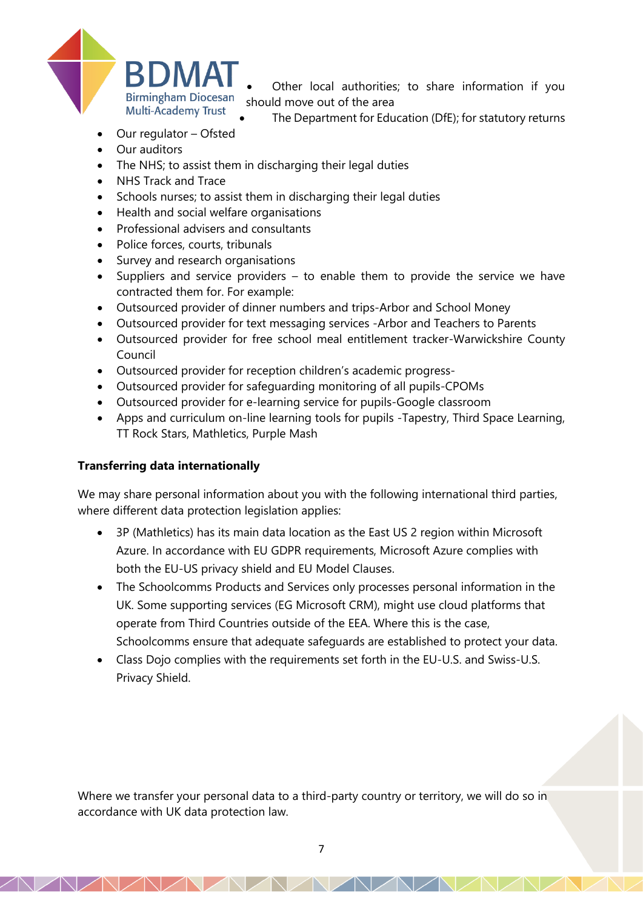- Other local authorities; to share information if you should move out of the area
- The Department for Education (DfE); for statutory returns
- Our regulator – Ofsted
- Our auditors
- The NHS; to assist them in discharging their legal duties
- NHS Track and Trace
- Schools nurses; to assist them in discharging their legal duties
- Health and social welfare organisations
- Professional advisers and consultants
- Police forces, courts, tribunals
- Survey and research organisations
- Suppliers and service providers – to enable them to provide the service we have contracted them for. For example:
- Outsourced provider of dinner numbers and trips-Arbor and School Money
- Outsourced provider for text messaging services -Arbor and Teachers to Parents
- Outsourced provider for free school meal entitlement tracker-Warwickshire County Council
- Outsourced provider for reception children's academic progress-
- Outsourced provider for safeguarding monitoring of all pupils-CPOMs
- Outsourced provider for e-learning service for pupils-Google classroom
- Apps and curriculum on-line learning tools for pupils -Tapestry, Third Space Learning, TT Rock Stars, Mathletics, Purple Mash

**Transferring data internationally**

We may share personal information about you with the following international third parties, where different data protection legislation applies:

- 3P (Mathletics) has its main data location as the East US 2 region within Microsoft Azure. In accordance with EU GDPR requirements, Microsoft Azure complies with both the EU-US privacy shield and EU Model Clauses.
- The Schoolcomms Products and Services only processes personal information in the UK. Some supporting services (EG Microsoft CRM), might use cloud platforms that operate from Third Countries outside of the EEA. Where this is the case, Schoolcomms ensure that adequate safeguards are established to protect your data.
- Class Dojo complies with the requirements set forth in the EU-U.S. and Swiss-U.S. Privacy Shield.

Where we transfer your personal data to a third-party country or territory, we will do so in accordance with UK data protection law.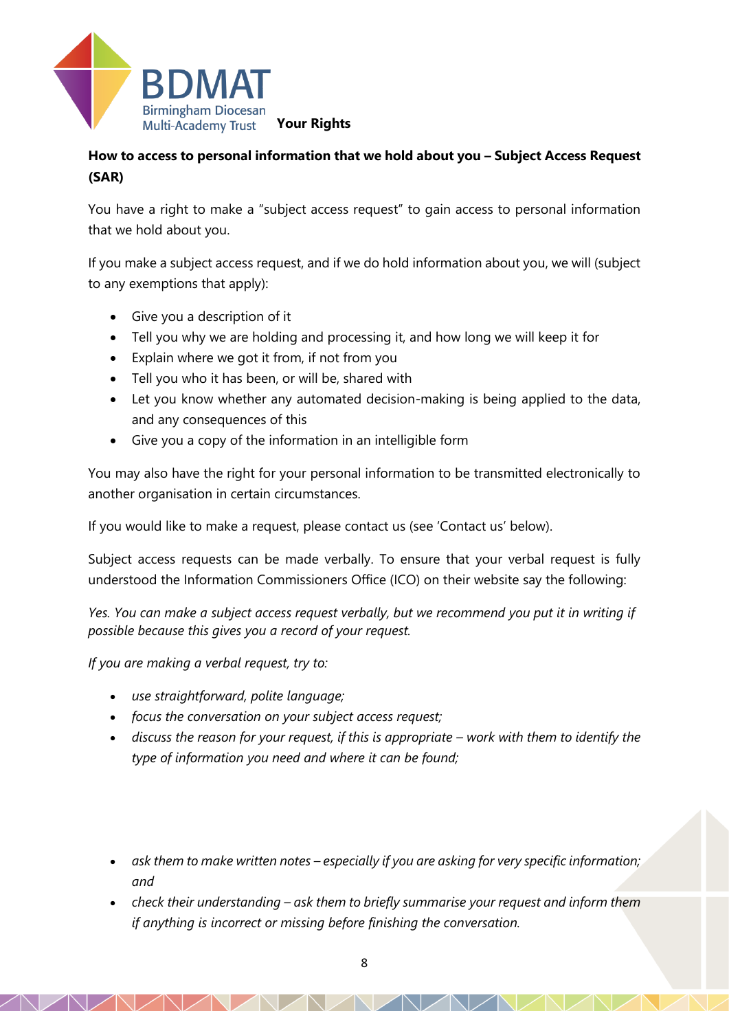## Your Rights

**How to access to personal information that we hold about you – Subject Access Request (SAR)**

You have a right to make a "subject access request" to gain access to personal information that we hold about you.

If you make a subject access request, and if we do hold information about you, we will (subject to any exemptions that apply):

- Give you a description of it
- Tell you why we are holding and processing it, and how long we will keep it for
- Explain where we got it from, if not from you
- Tell you who it has been, or will be, shared with
- Let you know whether any automated decision-making is being applied to the data, and any consequences of this
- Give you a copy of the information in an intelligible form

You may also have the right for your personal information to be transmitted electronically to another organisation in certain circumstances.

If you would like to make a request, please contact us (see 'Contact us' below).

Subject access requests can be made verbally. To ensure that your verbal request is fully understood the Information Commissioners Office (ICO) on their website say the following:

*Yes. You can make a subject access request verbally, but we recommend you put it in writing if possible because this gives you a record of your request.*

*If you are making a verbal request, try to:*

- *use straightforward, polite language;*
- *focus the conversation on your subject access request;*
- *discuss the reason for your request, if this is appropriate – work with them to identify the type of information you need and where it can be found;*
- *ask them to make written notes – especially if you are asking for very specific information; and*
- *check their understanding – ask them to briefly summarise your request and inform them if anything is incorrect or missing before finishing the conversation.*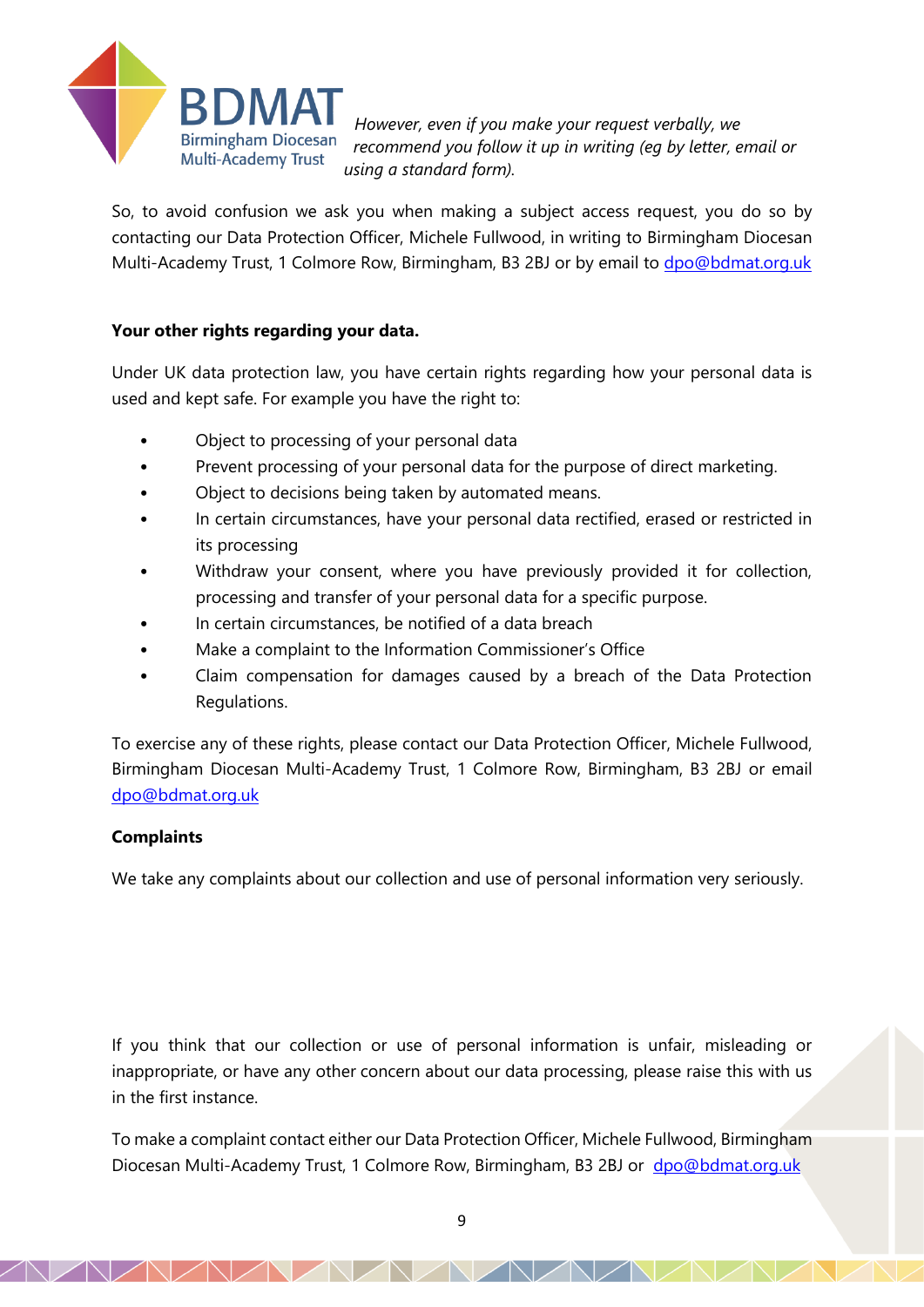*However, even if you make your request verbally, we recommend you follow it up in writing (eg by letter, email or using a standard form).*

So, to avoid confusion we ask you when making a subject access request, you do so by contacting our Data Protection Officer, Michele Fullwood, in writing to Birmingham Diocesan Multi-Academy Trust, 1 Colmore Row, Birmingham, B3 2BJ or by email to dpo@bdmat.org.uk

**Your other rights regarding your data.**

Under UK data protection law, you have certain rights regarding how your personal data is used and kept safe. For example you have the right to:

- Object to processing of your personal data
- Prevent processing of your personal data for the purpose of direct marketing.
- Object to decisions being taken by automated means.
- In certain circumstances, have your personal data rectified, erased or restricted in its processing
- Withdraw your consent, where you have previously provided it for collection, processing and transfer of your personal data for a specific purpose.
- In certain circumstances, be notified of a data breach
- Make a complaint to the Information Commissioner's Office
- Claim compensation for damages caused by a breach of the Data Protection Regulations.

To exercise any of these rights, please contact our Data Protection Officer, Michele Fullwood, Birmingham Diocesan Multi-Academy Trust, 1 Colmore Row, Birmingham, B3 2BJ or email dpo@bdmat.org.uk

**Complaints**

We take any complaints about our collection and use of personal information very seriously.

If you think that our collection or use of personal information is unfair, misleading or inappropriate, or have any other concern about our data processing, please raise this with us in the first instance.

To make a complaint contact either our Data Protection Officer, Michele Fullwood, Birmingham Diocesan Multi-Academy Trust, 1 Colmore Row, Birmingham, B3 2BJ or dpo@bdmat.org.uk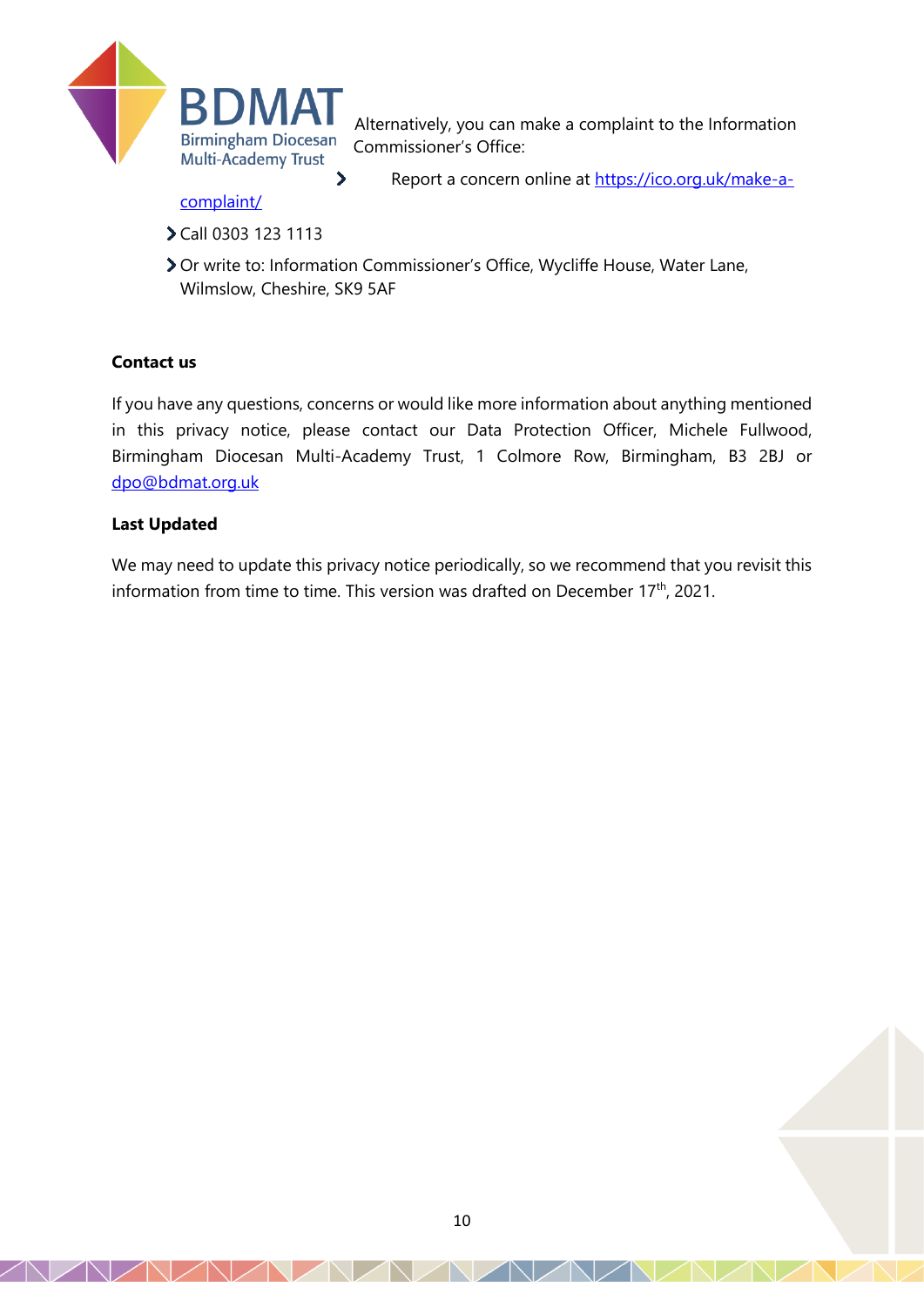Alternatively, you can make a complaint to the Information Commissioner's Office:

- Report a concern online at [https://ico.org.uk/make-a-complaint/](https://ico.org.uk/make-a-complaint/)
- Call 0303 123 1113
- Or write to: Information Commissioner's Office, Wycliffe House, Water Lane, Wilmslow, Cheshire, SK9 5AF

**Contact us**

If you have any questions, concerns or would like more information about anything mentioned in this privacy notice, please contact our Data Protection Officer, Michele Fullwood, Birmingham Diocesan Multi-Academy Trust, 1 Colmore Row, Birmingham, B3 2BJ or [dpo@bdmat.org.uk](mailto:dpo@bdmat.org.uk)

**Last Updated**

We may need to update this privacy notice periodically, so we recommend that you revisit this information from time to time. This version was drafted on December 17th, 2021.